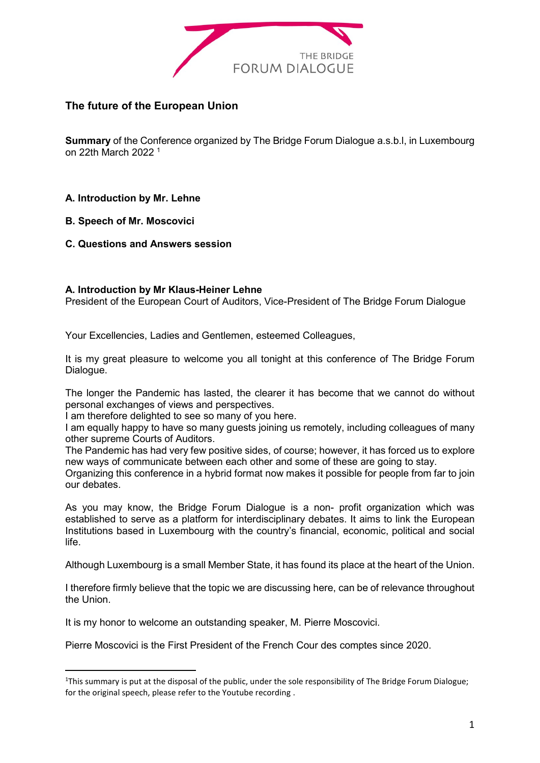THE BRIDGE FORUM DIALOGUE

## The future of the European Union

**Summary** of the Conference organized by The Bridge Forum Dialogue a.s.b.l, in Luxembourg on 22th March 2022 [1]

**A. Introduction by Mr. Lehne**

**B. Speech of Mr. Moscovici**

**C. Questions and Answers session**

### A. Introduction by Mr Klaus-Heiner Lehne

President of the European Court of Auditors, Vice-President of The Bridge Forum Dialogue

Your Excellencies, Ladies and Gentlemen, esteemed Colleagues,

It is my great pleasure to welcome you all tonight at this conference of The Bridge Forum Dialogue.

The longer the Pandemic has lasted, the clearer it has become that we cannot do without personal exchanges of views and perspectives.
I am therefore delighted to see so many of you here.
I am equally happy to have so many guests joining us remotely, including colleagues of many other supreme Courts of Auditors.
The Pandemic has had very few positive sides, of course; however, it has forced us to explore new ways of communicate between each other and some of these are going to stay.
Organizing this conference in a hybrid format now makes it possible for people from far to join our debates.

As you may know, the Bridge Forum Dialogue is a non- profit organization which was established to serve as a platform for interdisciplinary debates. It aims to link the European Institutions based in Luxembourg with the country's financial, economic, political and social life.

Although Luxembourg is a small Member State, it has found its place at the heart of the Union.

I therefore firmly believe that the topic we are discussing here, can be of relevance throughout the Union.

It is my honor to welcome an outstanding speaker, M. Pierre Moscovici.

Pierre Moscovici is the First President of the French Cour des comptes since 2020.

---

[1] This summary is put at the disposal of the public, under the sole responsibility of The Bridge Forum Dialogue; for the original speech, please refer to the Youtube recording .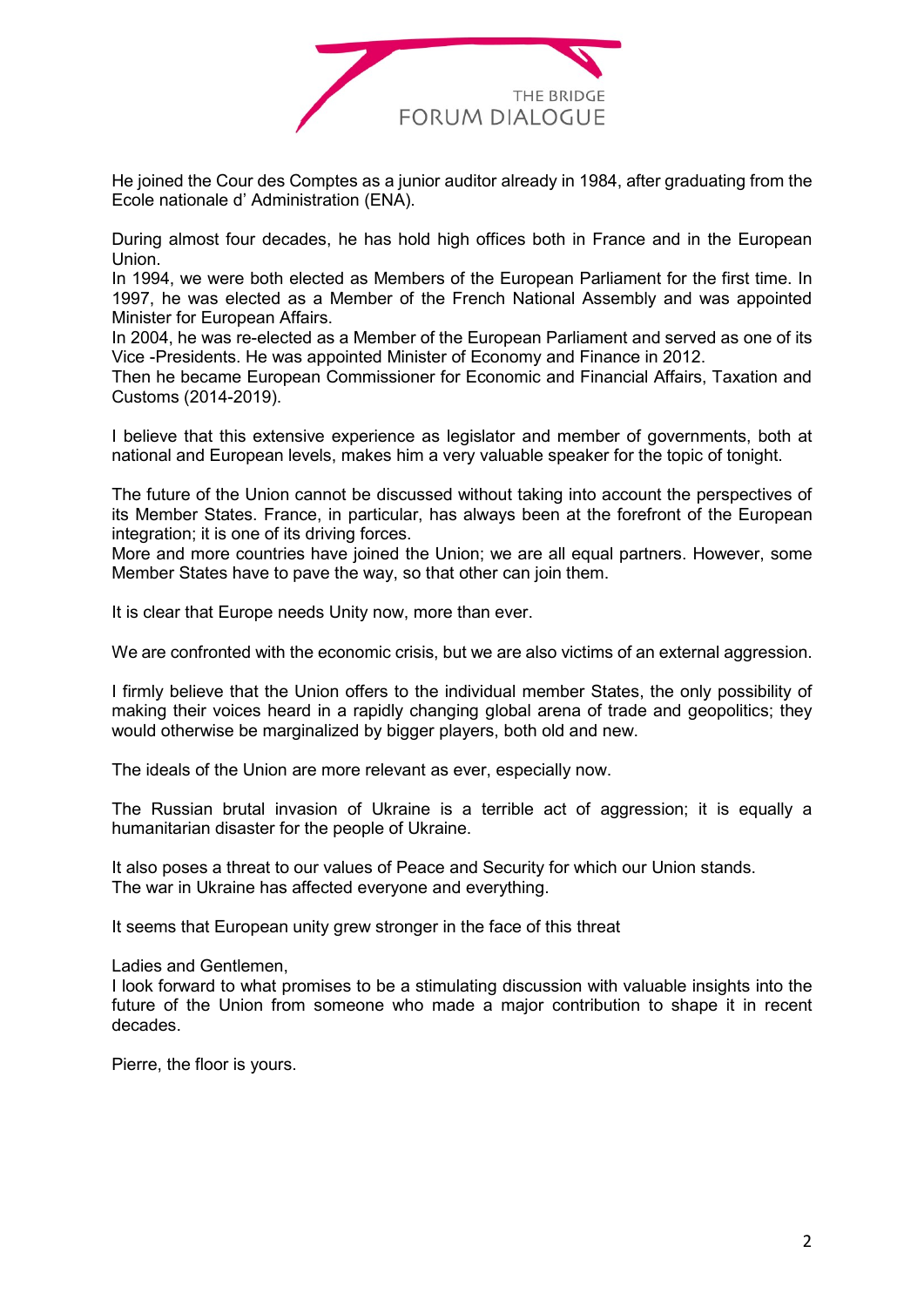He joined the Cour des Comptes as a junior auditor already in 1984, after graduating from the Ecole nationale d' Administration (ENA).

During almost four decades, he has hold high offices both in France and in the European Union.
In 1994, we were both elected as Members of the European Parliament for the first time. In 1997, he was elected as a Member of the French National Assembly and was appointed Minister for European Affairs.
In 2004, he was re-elected as a Member of the European Parliament and served as one of its Vice -Presidents. He was appointed Minister of Economy and Finance in 2012.
Then he became European Commissioner for Economic and Financial Affairs, Taxation and Customs (2014-2019).

I believe that this extensive experience as legislator and member of governments, both at national and European levels, makes him a very valuable speaker for the topic of tonight.

The future of the Union cannot be discussed without taking into account the perspectives of its Member States. France, in particular, has always been at the forefront of the European integration; it is one of its driving forces.
More and more countries have joined the Union; we are all equal partners. However, some Member States have to pave the way, so that other can join them.

It is clear that Europe needs Unity now, more than ever.

We are confronted with the economic crisis, but we are also victims of an external aggression.

I firmly believe that the Union offers to the individual member States, the only possibility of making their voices heard in a rapidly changing global arena of trade and geopolitics; they would otherwise be marginalized by bigger players, both old and new.

The ideals of the Union are more relevant as ever, especially now.

The Russian brutal invasion of Ukraine is a terrible act of aggression; it is equally a humanitarian disaster for the people of Ukraine.

It also poses a threat to our values of Peace and Security for which our Union stands.
The war in Ukraine has affected everyone and everything.

It seems that European unity grew stronger in the face of this threat

Ladies and Gentlemen,
I look forward to what promises to be a stimulating discussion with valuable insights into the future of the Union from someone who made a major contribution to shape it in recent decades.

Pierre, the floor is yours.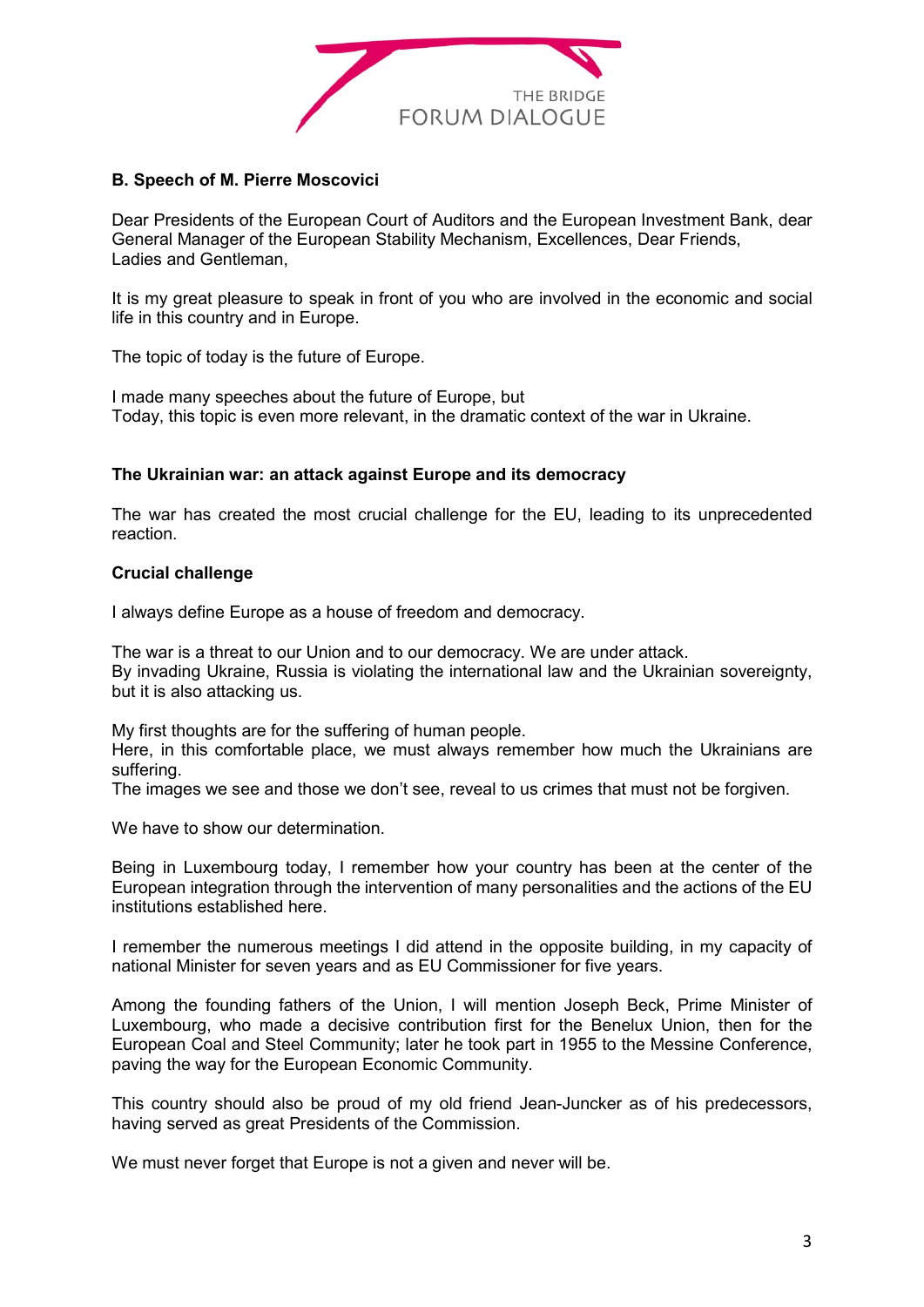### B. Speech of M. Pierre Moscovici

Dear Presidents of the European Court of Auditors and the European Investment Bank, dear General Manager of the European Stability Mechanism, Excellences, Dear Friends,
Ladies and Gentleman,

It is my great pleasure to speak in front of you who are involved in the economic and social life in this country and in Europe.

The topic of today is the future of Europe.

I made many speeches about the future of Europe, but
Today, this topic is even more relevant, in the dramatic context of the war in Ukraine.

#### The Ukrainian war: an attack against Europe and its democracy

The war has created the most crucial challenge for the EU, leading to its unprecedented reaction.

#### Crucial challenge

I always define Europe as a house of freedom and democracy.

The war is a threat to our Union and to our democracy. We are under attack.
By invading Ukraine, Russia is violating the international law and the Ukrainian sovereignty, but it is also attacking us.

My first thoughts are for the suffering of human people.
Here, in this comfortable place, we must always remember how much the Ukrainians are suffering.
The images we see and those we don't see, reveal to us crimes that must not be forgiven.

We have to show our determination.

Being in Luxembourg today, I remember how your country has been at the center of the European integration through the intervention of many personalities and the actions of the EU institutions established here.

I remember the numerous meetings I did attend in the opposite building, in my capacity of national Minister for seven years and as EU Commissioner for five years.

Among the founding fathers of the Union, I will mention Joseph Beck, Prime Minister of Luxembourg, who made a decisive contribution first for the Benelux Union, then for the European Coal and Steel Community; later he took part in 1955 to the Messine Conference, paving the way for the European Economic Community.

This country should also be proud of my old friend Jean-Juncker as of his predecessors, having served as great Presidents of the Commission.

We must never forget that Europe is not a given and never will be.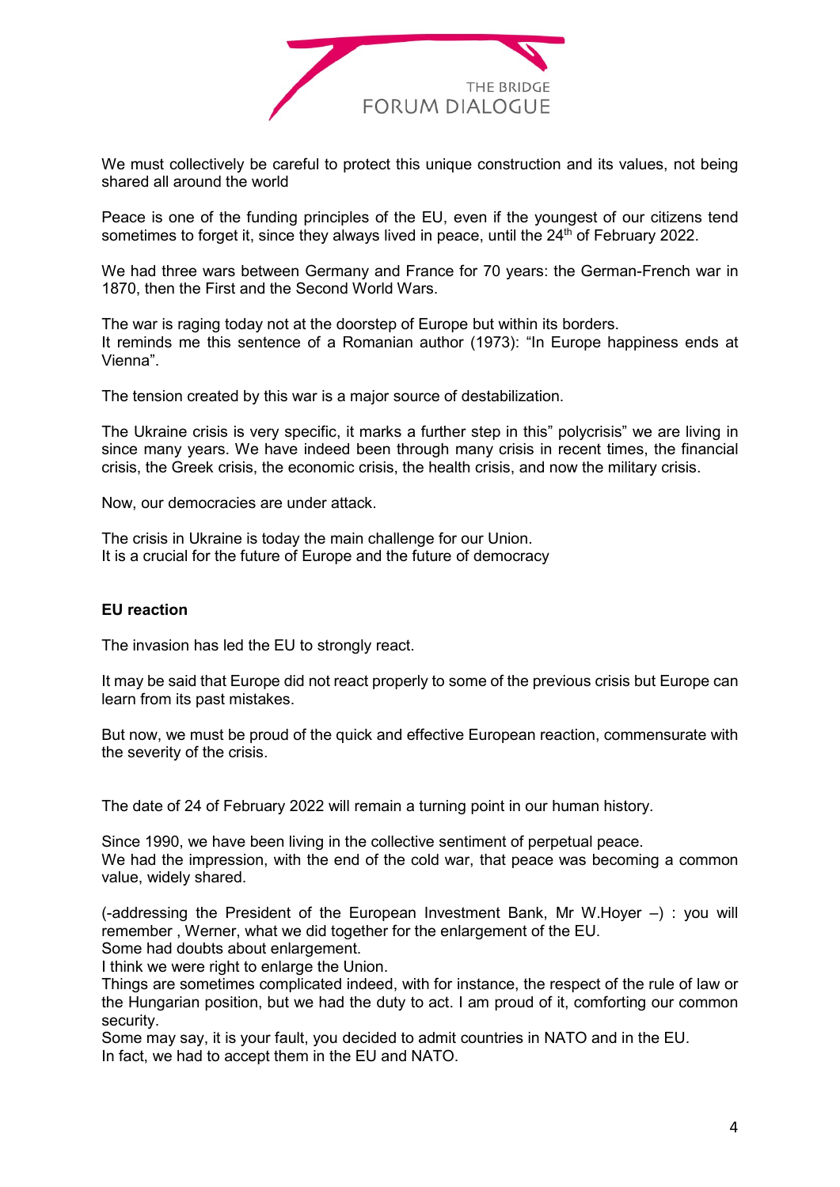We must collectively be careful to protect this unique construction and its values, not being shared all around the world

Peace is one of the funding principles of the EU, even if the youngest of our citizens tend sometimes to forget it, since they always lived in peace, until the 24th of February 2022.

We had three wars between Germany and France for 70 years: the German-French war in 1870, then the First and the Second World Wars.

The war is raging today not at the doorstep of Europe but within its borders.
It reminds me this sentence of a Romanian author (1973): "In Europe happiness ends at Vienna".

The tension created by this war is a major source of destabilization.

The Ukraine crisis is very specific, it marks a further step in this" polycrisis" we are living in since many years. We have indeed been through many crisis in recent times, the financial crisis, the Greek crisis, the economic crisis, the health crisis, and now the military crisis.

Now, our democracies are under attack.

The crisis in Ukraine is today the main challenge for our Union.
It is a crucial for the future of Europe and the future of democracy

**EU reaction**

The invasion has led the EU to strongly react.

It may be said that Europe did not react properly to some of the previous crisis but Europe can learn from its past mistakes.

But now, we must be proud of the quick and effective European reaction, commensurate with the severity of the crisis.

The date of 24 of February 2022 will remain a turning point in our human history.

Since 1990, we have been living in the collective sentiment of perpetual peace.
We had the impression, with the end of the cold war, that peace was becoming a common value, widely shared.

(-addressing the President of the European Investment Bank, Mr W.Hoyer –) : you will remember , Werner, what we did together for the enlargement of the EU.
Some had doubts about enlargement.
I think we were right to enlarge the Union.
Things are sometimes complicated indeed, with for instance, the respect of the rule of law or the Hungarian position, but we had the duty to act. I am proud of it, comforting our common security.
Some may say, it is your fault, you decided to admit countries in NATO and in the EU.
In fact, we had to accept them in the EU and NATO.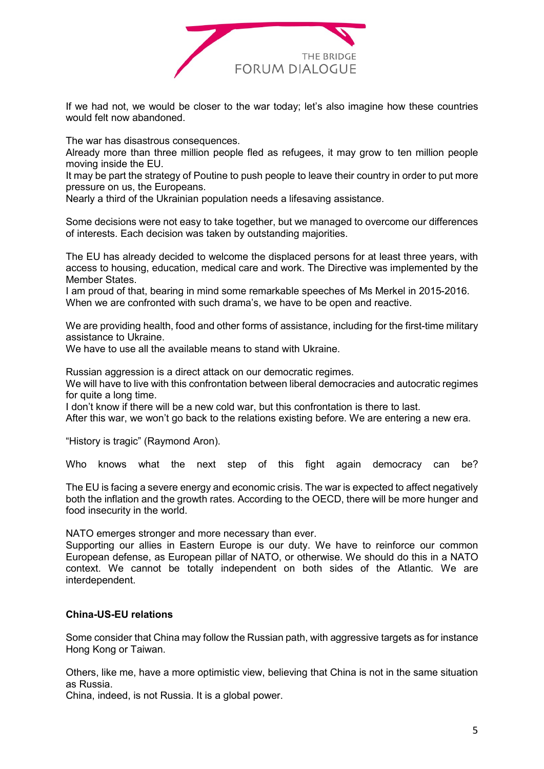If we had not, we would be closer to the war today; let's also imagine how these countries would felt now abandoned.

The war has disastrous consequences.
Already more than three million people fled as refugees, it may grow to ten million people moving inside the EU.
It may be part the strategy of Poutine to push people to leave their country in order to put more pressure on us, the Europeans.
Nearly a third of the Ukrainian population needs a lifesaving assistance.

Some decisions were not easy to take together, but we managed to overcome our differences of interests. Each decision was taken by outstanding majorities.

The EU has already decided to welcome the displaced persons for at least three years, with access to housing, education, medical care and work. The Directive was implemented by the Member States.
I am proud of that, bearing in mind some remarkable speeches of Ms Merkel in 2015-2016.
When we are confronted with such drama's, we have to be open and reactive.

We are providing health, food and other forms of assistance, including for the first-time military assistance to Ukraine.
We have to use all the available means to stand with Ukraine.

Russian aggression is a direct attack on our democratic regimes.
We will have to live with this confrontation between liberal democracies and autocratic regimes for quite a long time.
I don't know if there will be a new cold war, but this confrontation is there to last.
After this war, we won't go back to the relations existing before. We are entering a new era.

"History is tragic" (Raymond Aron).

Who knows what the next step of this fight again democracy can be?

The EU is facing a severe energy and economic crisis. The war is expected to affect negatively both the inflation and the growth rates. According to the OECD, there will be more hunger and food insecurity in the world.

NATO emerges stronger and more necessary than ever.
Supporting our allies in Eastern Europe is our duty. We have to reinforce our common European defense, as European pillar of NATO, or otherwise. We should do this in a NATO context. We cannot be totally independent on both sides of the Atlantic. We are interdependent.

**China-US-EU relations**

Some consider that China may follow the Russian path, with aggressive targets as for instance Hong Kong or Taiwan.

Others, like me, have a more optimistic view, believing that China is not in the same situation as Russia.
China, indeed, is not Russia. It is a global power.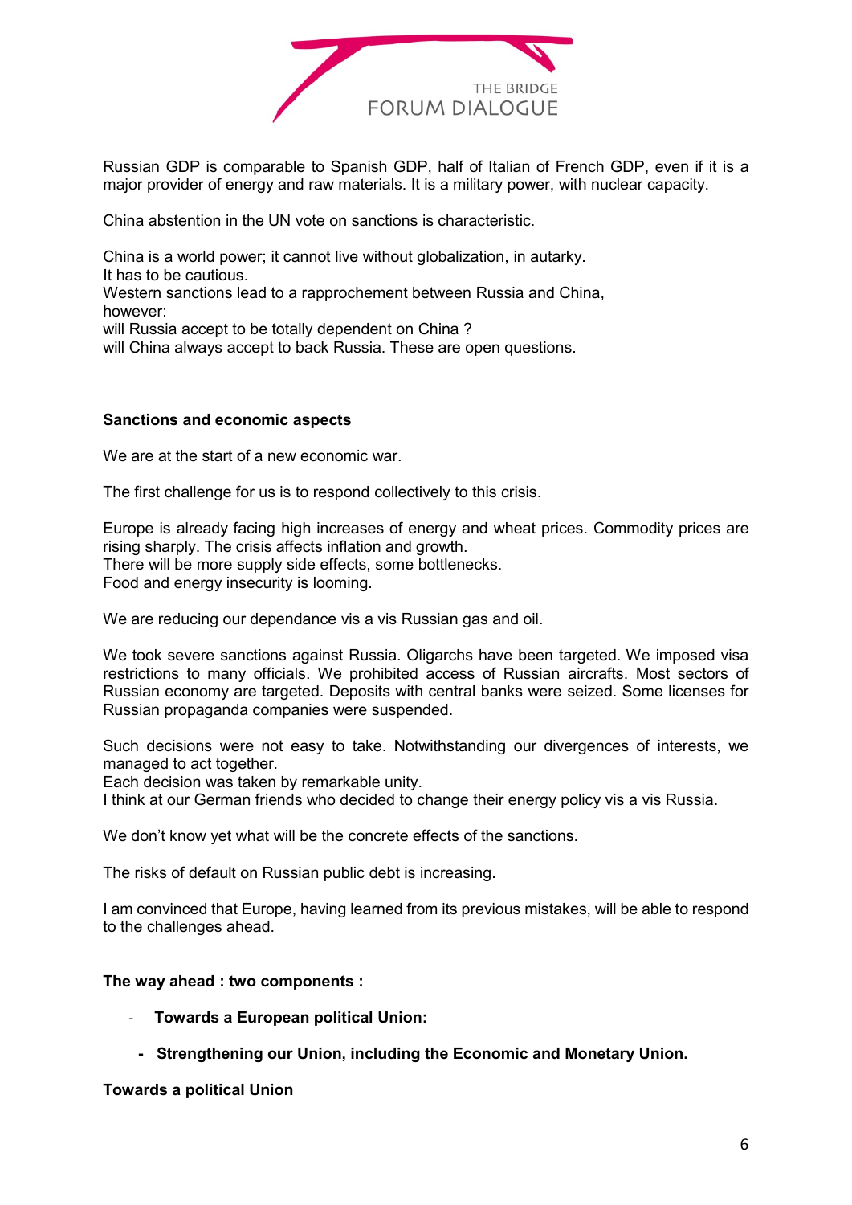Russian GDP is comparable to Spanish GDP, half of Italian of French GDP, even if it is a major provider of energy and raw materials. It is a military power, with nuclear capacity.

China abstention in the UN vote on sanctions is characteristic.

China is a world power; it cannot live without globalization, in autarky.
It has to be cautious.
Western sanctions lead to a rapprochement between Russia and China, however:
will Russia accept to be totally dependent on China ?
will China always accept to back Russia. These are open questions.

**Sanctions and economic aspects**

We are at the start of a new economic war.

The first challenge for us is to respond collectively to this crisis.

Europe is already facing high increases of energy and wheat prices. Commodity prices are rising sharply. The crisis affects inflation and growth.
There will be more supply side effects, some bottlenecks.
Food and energy insecurity is looming.

We are reducing our dependance vis a vis Russian gas and oil.

We took severe sanctions against Russia. Oligarchs have been targeted. We imposed visa restrictions to many officials. We prohibited access of Russian aircrafts. Most sectors of Russian economy are targeted. Deposits with central banks were seized. Some licenses for Russian propaganda companies were suspended.

Such decisions were not easy to take. Notwithstanding our divergences of interests, we managed to act together.
Each decision was taken by remarkable unity.
I think at our German friends who decided to change their energy policy vis a vis Russia.

We don't know yet what will be the concrete effects of the sanctions.

The risks of default on Russian public debt is increasing.

I am convinced that Europe, having learned from its previous mistakes, will be able to respond to the challenges ahead.

**The way ahead : two components :**

- **Towards a European political Union:**
- **Strengthening our Union, including the Economic and Monetary Union.**

**Towards a political Union**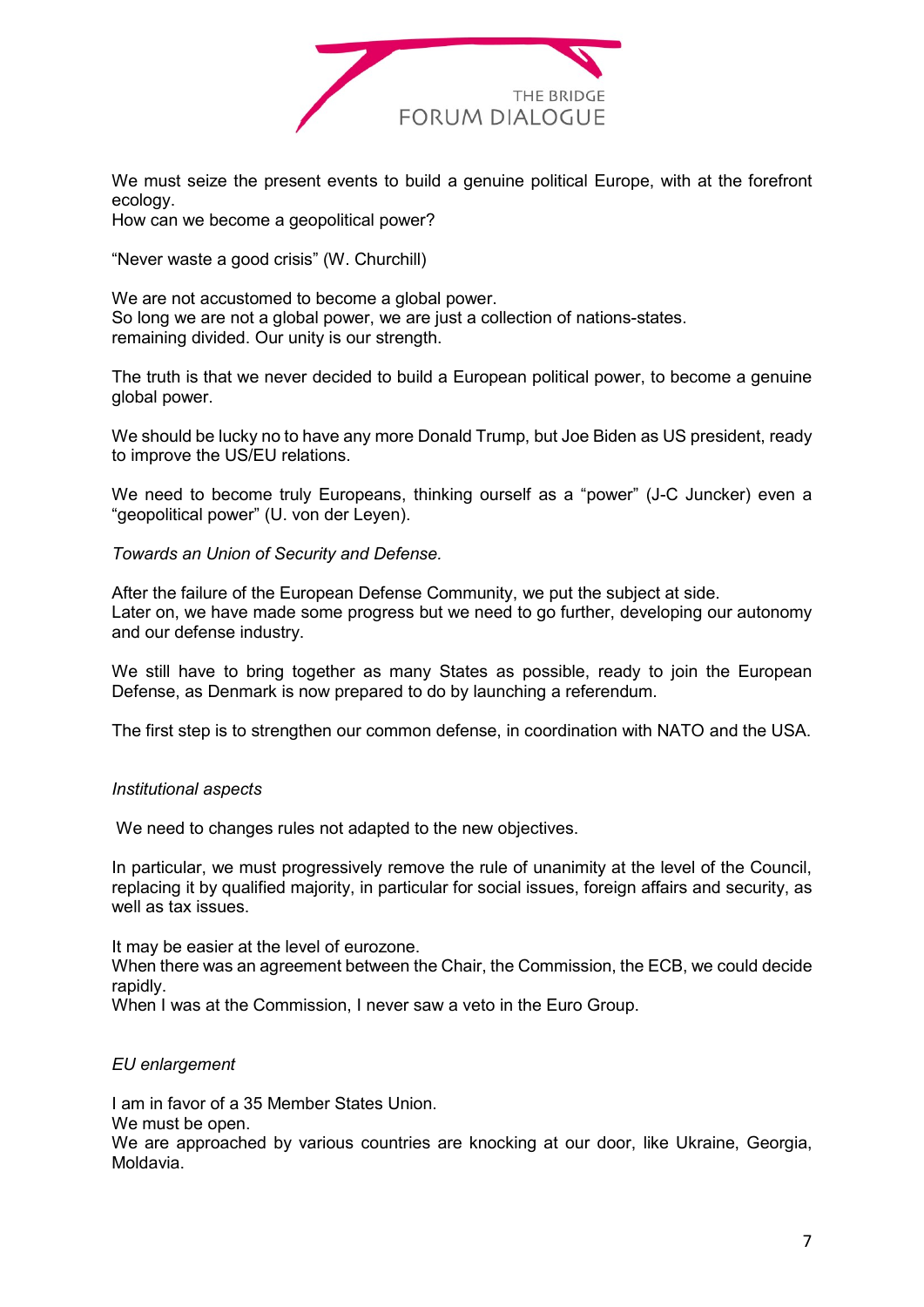We must seize the present events to build a genuine political Europe, with at the forefront ecology.
How can we become a geopolitical power?

"Never waste a good crisis" (W. Churchill)

We are not accustomed to become a global power.
So long we are not a global power, we are just a collection of nations-states.
remaining divided. Our unity is our strength.

The truth is that we never decided to build a European political power, to become a genuine global power.

We should be lucky no to have any more Donald Trump, but Joe Biden as US president, ready to improve the US/EU relations.

We need to become truly Europeans, thinking ourself as a "power" (J-C Juncker) even a "geopolitical power" (U. von der Leyen).

*Towards an Union of Security and Defense.*

After the failure of the European Defense Community, we put the subject at side.
Later on, we have made some progress but we need to go further, developing our autonomy and our defense industry.

We still have to bring together as many States as possible, ready to join the European Defense, as Denmark is now prepared to do by launching a referendum.

The first step is to strengthen our common defense, in coordination with NATO and the USA.

*Institutional aspects*

We need to changes rules not adapted to the new objectives.

In particular, we must progressively remove the rule of unanimity at the level of the Council, replacing it by qualified majority, in particular for social issues, foreign affairs and security, as well as tax issues.

It may be easier at the level of eurozone.
When there was an agreement between the Chair, the Commission, the ECB, we could decide rapidly.
When I was at the Commission, I never saw a veto in the Euro Group.

*EU enlargement*

I am in favor of a 35 Member States Union.
We must be open.
We are approached by various countries are knocking at our door, like Ukraine, Georgia, Moldavia.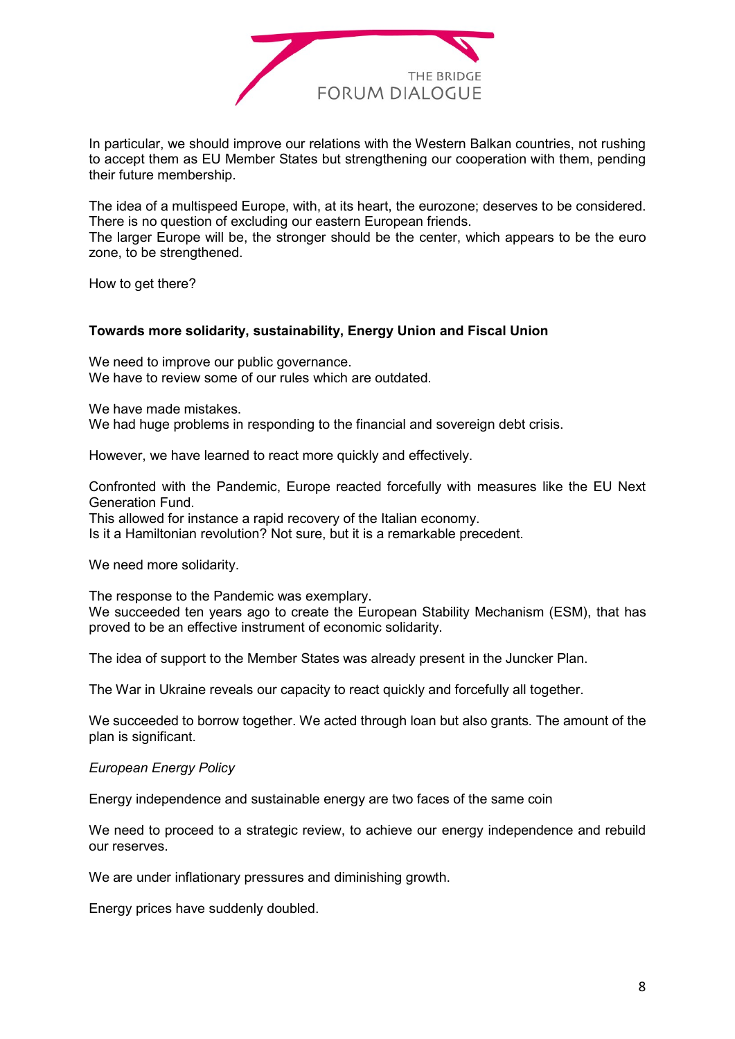In particular, we should improve our relations with the Western Balkan countries, not rushing to accept them as EU Member States but strengthening our cooperation with them, pending their future membership.

The idea of a multispeed Europe, with, at its heart, the eurozone; deserves to be considered. There is no question of excluding our eastern European friends.
The larger Europe will be, the stronger should be the center, which appears to be the euro zone, to be strengthened.

How to get there?

**Towards more solidarity, sustainability, Energy Union and Fiscal Union**

We need to improve our public governance.
We have to review some of our rules which are outdated.

We have made mistakes.
We had huge problems in responding to the financial and sovereign debt crisis.

However, we have learned to react more quickly and effectively.

Confronted with the Pandemic, Europe reacted forcefully with measures like the EU Next Generation Fund.
This allowed for instance a rapid recovery of the Italian economy.
Is it a Hamiltonian revolution? Not sure, but it is a remarkable precedent.

We need more solidarity.

The response to the Pandemic was exemplary.
We succeeded ten years ago to create the European Stability Mechanism (ESM), that has proved to be an effective instrument of economic solidarity.

The idea of support to the Member States was already present in the Juncker Plan.

The War in Ukraine reveals our capacity to react quickly and forcefully all together.

We succeeded to borrow together. We acted through loan but also grants. The amount of the plan is significant.

*European Energy Policy*

Energy independence and sustainable energy are two faces of the same coin

We need to proceed to a strategic review, to achieve our energy independence and rebuild our reserves.

We are under inflationary pressures and diminishing growth.

Energy prices have suddenly doubled.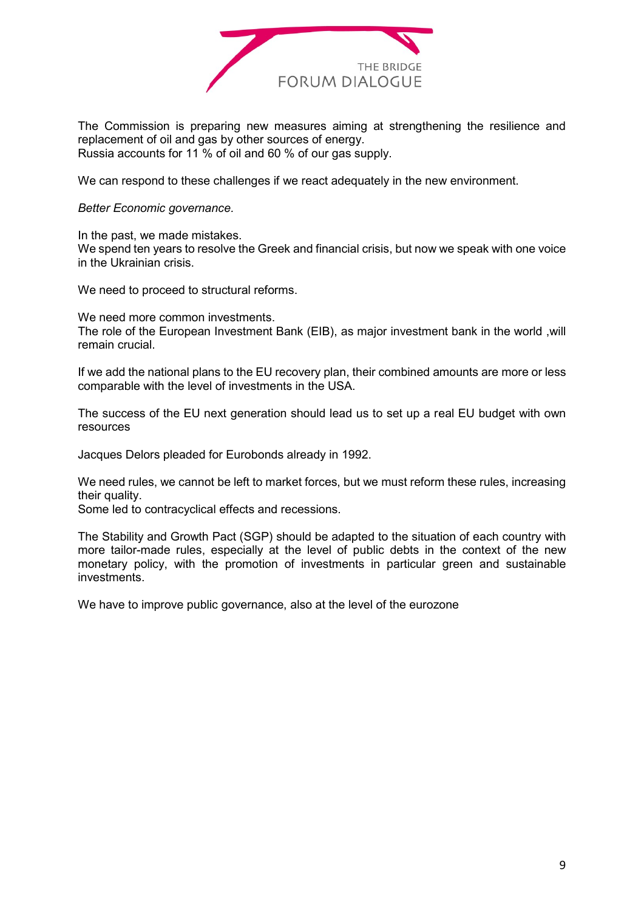The Commission is preparing new measures aiming at strengthening the resilience and replacement of oil and gas by other sources of energy.
Russia accounts for 11 % of oil and 60 % of our gas supply.

We can respond to these challenges if we react adequately in the new environment.

*Better Economic governance.*

In the past, we made mistakes.
We spend ten years to resolve the Greek and financial crisis, but now we speak with one voice in the Ukrainian crisis.

We need to proceed to structural reforms.

We need more common investments.
The role of the European Investment Bank (EIB), as major investment bank in the world ,will remain crucial.

If we add the national plans to the EU recovery plan, their combined amounts are more or less comparable with the level of investments in the USA.

The success of the EU next generation should lead us to set up a real EU budget with own resources

Jacques Delors pleaded for Eurobonds already in 1992.

We need rules, we cannot be left to market forces, but we must reform these rules, increasing their quality.
Some led to contracyclical effects and recessions.

The Stability and Growth Pact (SGP) should be adapted to the situation of each country with more tailor-made rules, especially at the level of public debts in the context of the new monetary policy, with the promotion of investments in particular green and sustainable investments.

We have to improve public governance, also at the level of the eurozone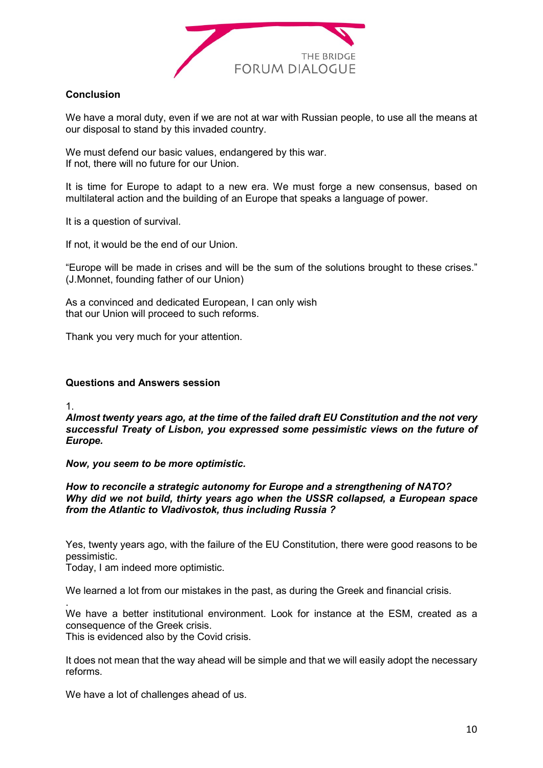**Conclusion**

We have a moral duty, even if we are not at war with Russian people, to use all the means at our disposal to stand by this invaded country.

We must defend our basic values, endangered by this war.
If not, there will no future for our Union.

It is time for Europe to adapt to a new era. We must forge a new consensus, based on multilateral action and the building of an Europe that speaks a language of power.

It is a question of survival.

If not, it would be the end of our Union.

"Europe will be made in crises and will be the sum of the solutions brought to these crises." (J.Monnet, founding father of our Union)

As a convinced and dedicated European, I can only wish
that our Union will proceed to such reforms.

Thank you very much for your attention.

**Questions and Answers session**

1.

***Almost twenty years ago, at the time of the failed draft EU Constitution and the not very successful Treaty of Lisbon, you expressed some pessimistic views on the future of Europe.***

***Now, you seem to be more optimistic.***

***How to reconcile a strategic autonomy for Europe and a strengthening of NATO?***
***Why did we not build, thirty years ago when the USSR collapsed, a European space from the Atlantic to Vladivostok, thus including Russia ?***

Yes, twenty years ago, with the failure of the EU Constitution, there were good reasons to be pessimistic.
Today, I am indeed more optimistic.

We learned a lot from our mistakes in the past, as during the Greek and financial crisis.

.
We have a better institutional environment. Look for instance at the ESM, created as a consequence of the Greek crisis.
This is evidenced also by the Covid crisis.

It does not mean that the way ahead will be simple and that we will easily adopt the necessary reforms.

We have a lot of challenges ahead of us.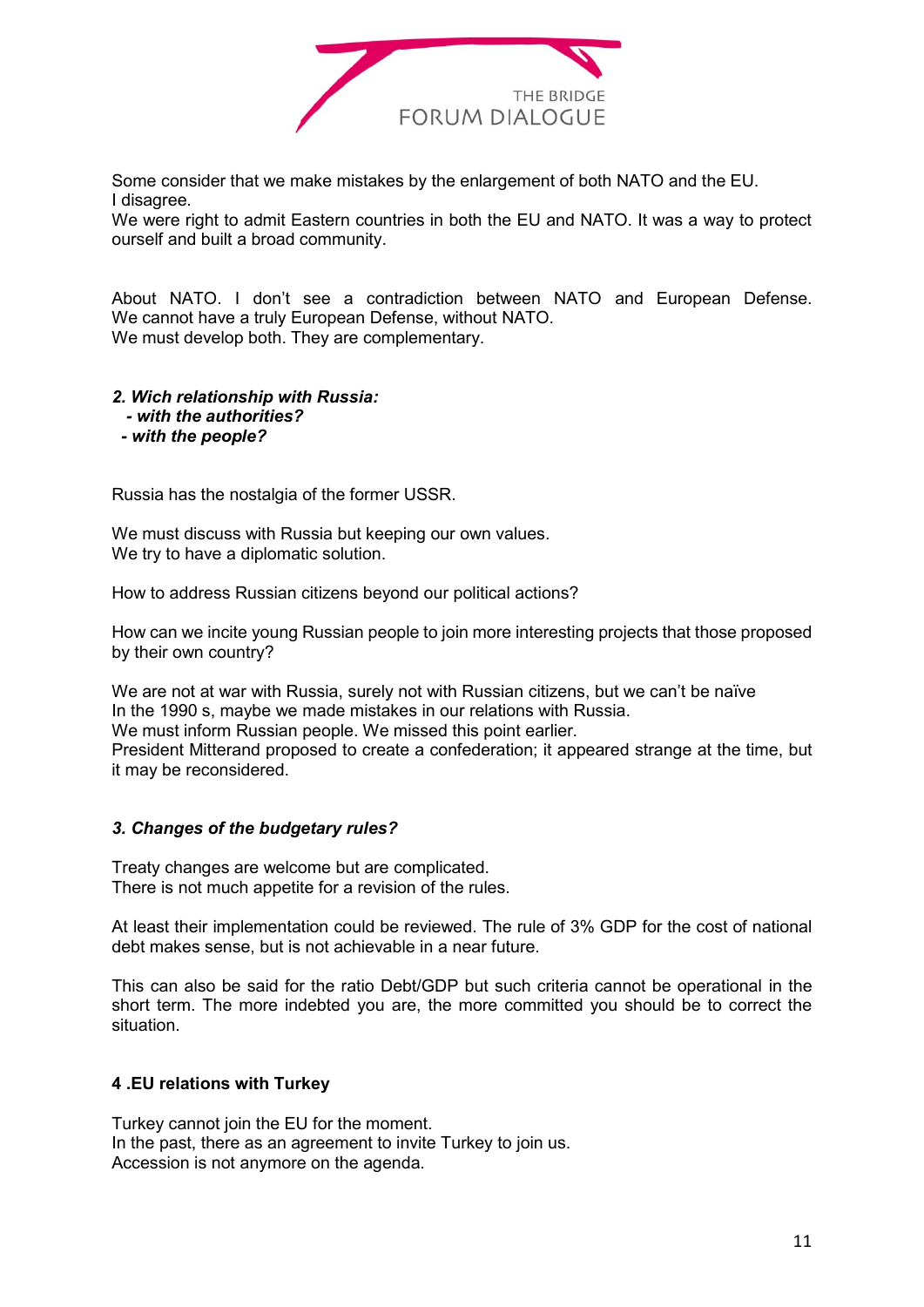Some consider that we make mistakes by the enlargement of both NATO and the EU.
I disagree.
We were right to admit Eastern countries in both the EU and NATO. It was a way to protect ourself and built a broad community.

About NATO. I don't see a contradiction between NATO and European Defense. We cannot have a truly European Defense, without NATO.
We must develop both. They are complementary.

***2. Wich relationship with Russia:***
***- with the authorities?***
***- with the people?***

Russia has the nostalgia of the former USSR.

We must discuss with Russia but keeping our own values.
We try to have a diplomatic solution.

How to address Russian citizens beyond our political actions?

How can we incite young Russian people to join more interesting projects that those proposed by their own country?

We are not at war with Russia, surely not with Russian citizens, but we can't be naïve
In the 1990 s, maybe we made mistakes in our relations with Russia.
We must inform Russian people. We missed this point earlier.
President Mitterand proposed to create a confederation; it appeared strange at the time, but it may be reconsidered.

***3. Changes of the budgetary rules?***

Treaty changes are welcome but are complicated.
There is not much appetite for a revision of the rules.

At least their implementation could be reviewed. The rule of 3% GDP for the cost of national debt makes sense, but is not achievable in a near future.

This can also be said for the ratio Debt/GDP but such criteria cannot be operational in the short term. The more indebted you are, the more committed you should be to correct the situation.

**4 .EU relations with Turkey**

Turkey cannot join the EU for the moment.
In the past, there as an agreement to invite Turkey to join us.
Accession is not anymore on the agenda.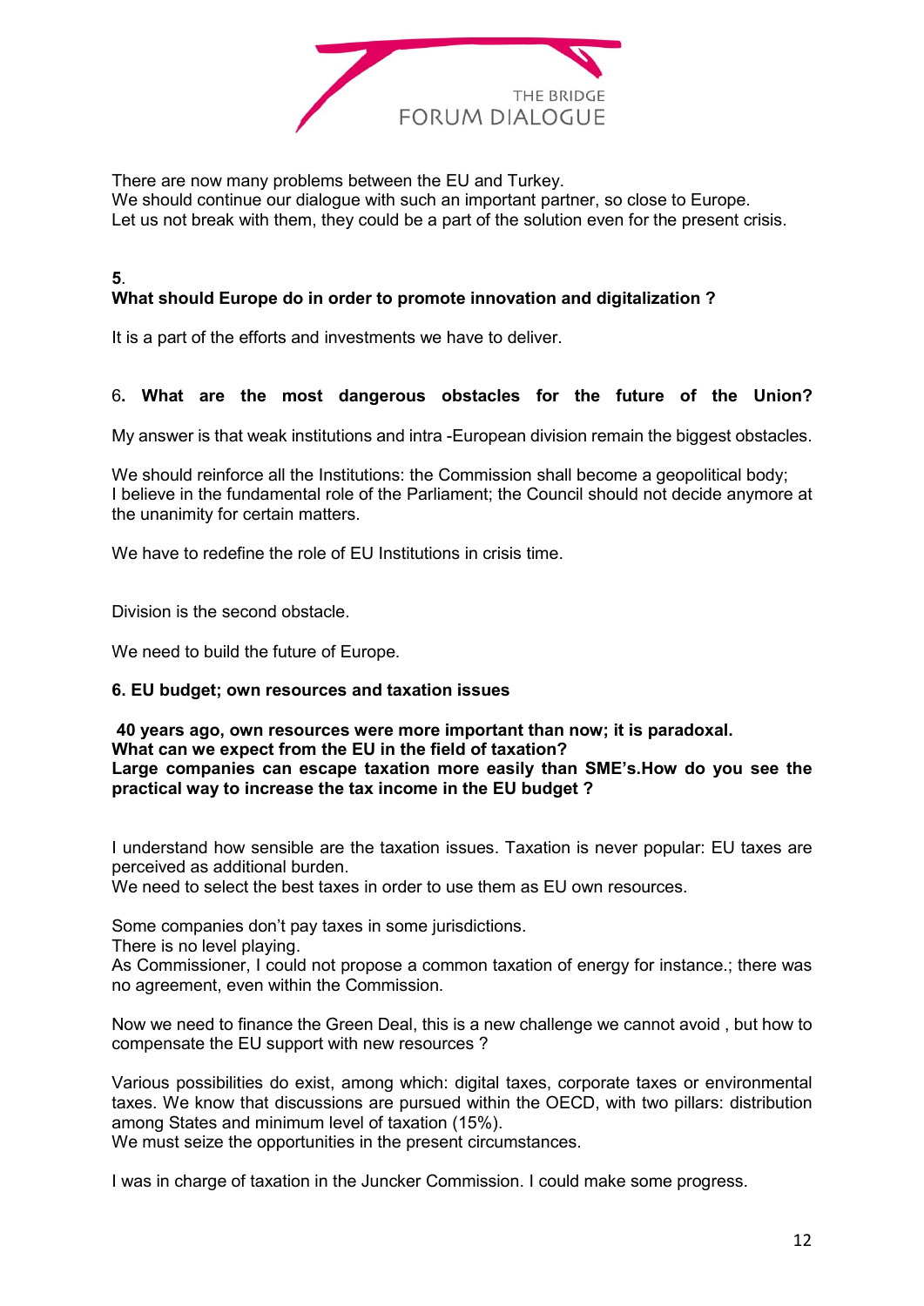There are now many problems between the EU and Turkey.
We should continue our dialogue with such an important partner, so close to Europe.
Let us not break with them, they could be a part of the solution even for the present crisis.

**5**.
**What should Europe do in order to promote innovation and digitalization ?**

It is a part of the efforts and investments we have to deliver.

6**. What are the most dangerous obstacles for the future of the Union?**

My answer is that weak institutions and intra -European division remain the biggest obstacles.

We should reinforce all the Institutions: the Commission shall become a geopolitical body;
I believe in the fundamental role of the Parliament; the Council should not decide anymore at the unanimity for certain matters.

We have to redefine the role of EU Institutions in crisis time.

Division is the second obstacle.

We need to build the future of Europe.

**6. EU budget; own resources and taxation issues**

**40 years ago, own resources were more important than now; it is paradoxal.**
**What can we expect from the EU in the field of taxation?**
**Large companies can escape taxation more easily than SME's.How do you see the practical way to increase the tax income in the EU budget ?**

I understand how sensible are the taxation issues. Taxation is never popular: EU taxes are perceived as additional burden.
We need to select the best taxes in order to use them as EU own resources.

Some companies don't pay taxes in some jurisdictions.
There is no level playing.
As Commissioner, I could not propose a common taxation of energy for instance.; there was no agreement, even within the Commission.

Now we need to finance the Green Deal, this is a new challenge we cannot avoid , but how to compensate the EU support with new resources ?

Various possibilities do exist, among which: digital taxes, corporate taxes or environmental taxes. We know that discussions are pursued within the OECD, with two pillars: distribution among States and minimum level of taxation (15%).
We must seize the opportunities in the present circumstances.

I was in charge of taxation in the Juncker Commission. I could make some progress.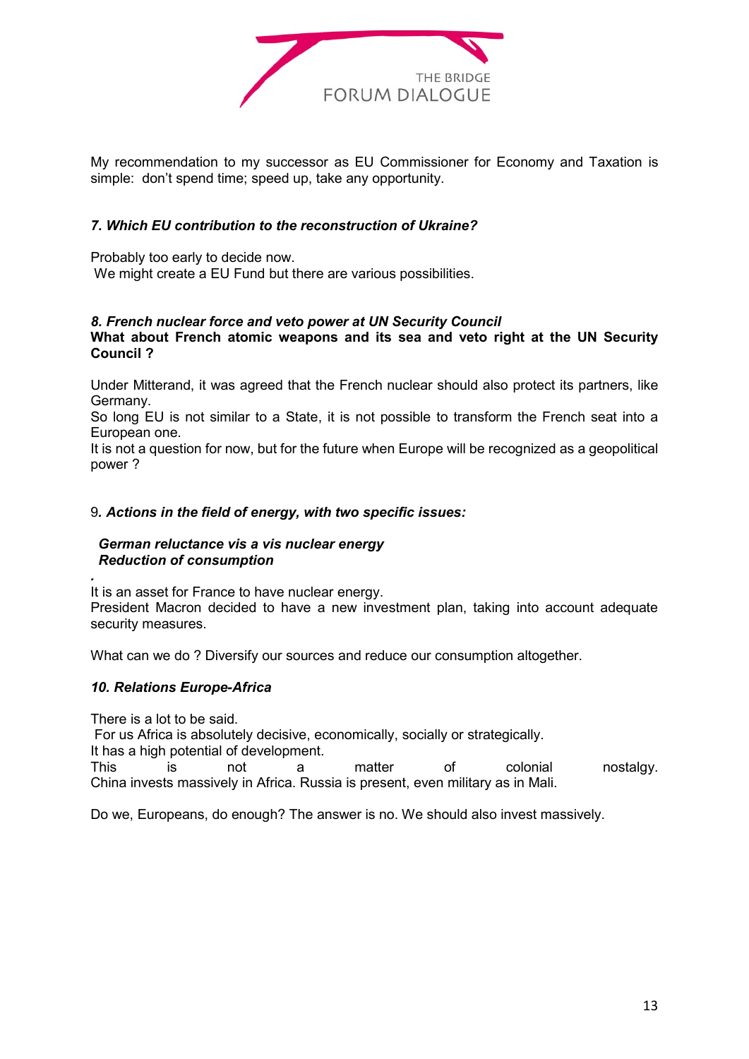My recommendation to my successor as EU Commissioner for Economy and Taxation is simple: don't spend time; speed up, take any opportunity.

***7. Which EU contribution to the reconstruction of Ukraine?***

Probably too early to decide now.
We might create a EU Fund but there are various possibilities.

***8. French nuclear force and veto power at UN Security Council***
**What about French atomic weapons and its sea and veto right at the UN Security Council ?**

Under Mitterand, it was agreed that the French nuclear should also protect its partners, like Germany.
So long EU is not similar to a State, it is not possible to transform the French seat into a European one.
It is not a question for now, but for the future when Europe will be recognized as a geopolitical power ?

9***. Actions in the field of energy, with two specific issues:***

***German reluctance vis a vis nuclear energy***
***Reduction of consumption***

*.*
It is an asset for France to have nuclear energy.
President Macron decided to have a new investment plan, taking into account adequate security measures.

What can we do ? Diversify our sources and reduce our consumption altogether.

***10. Relations Europe-Africa***

There is a lot to be said.
For us Africa is absolutely decisive, economically, socially or strategically.
It has a high potential of development.
This is not a matter of colonial nostalgy.
China invests massively in Africa. Russia is present, even military as in Mali.

Do we, Europeans, do enough? The answer is no. We should also invest massively.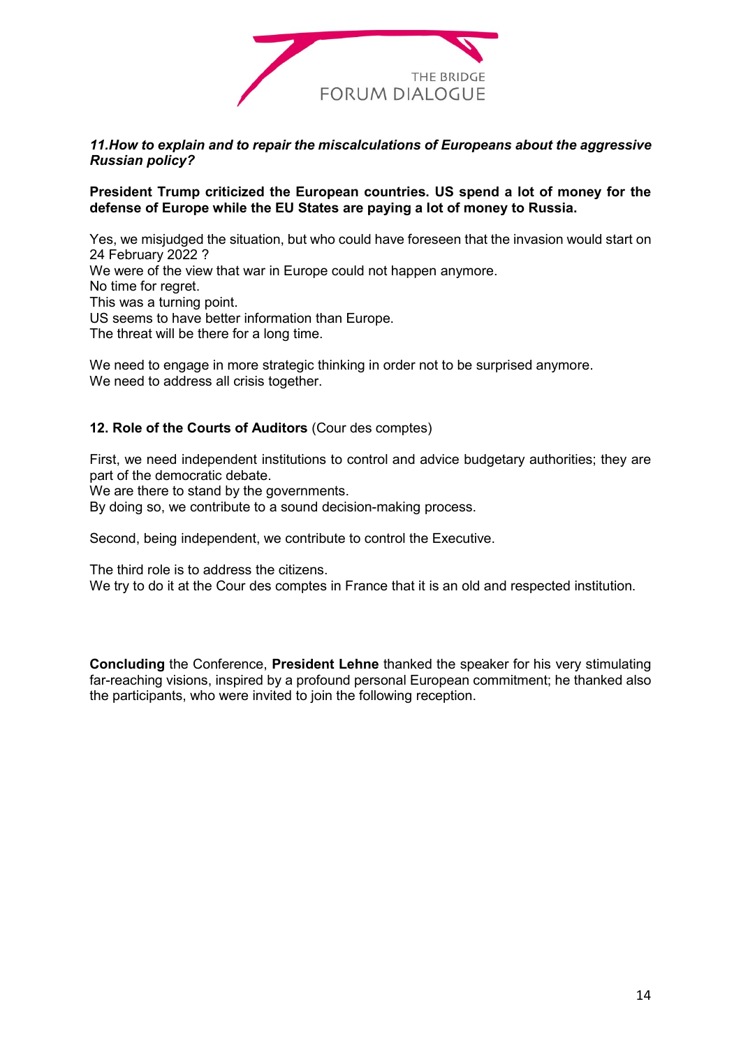***11.How to explain and to repair the miscalculations of Europeans about the aggressive Russian policy?***

**President Trump criticized the European countries. US spend a lot of money for the defense of Europe while the EU States are paying a lot of money to Russia.**

Yes, we misjudged the situation, but who could have foreseen that the invasion would start on 24 February 2022 ?
We were of the view that war in Europe could not happen anymore.
No time for regret.
This was a turning point.
US seems to have better information than Europe.
The threat will be there for a long time.

We need to engage in more strategic thinking in order not to be surprised anymore.
We need to address all crisis together.

**12. Role of the Courts of Auditors** (Cour des comptes)

First, we need independent institutions to control and advice budgetary authorities; they are part of the democratic debate.
We are there to stand by the governments.
By doing so, we contribute to a sound decision-making process.

Second, being independent, we contribute to control the Executive.

The third role is to address the citizens.
We try to do it at the Cour des comptes in France that it is an old and respected institution.

**Concluding** the Conference, **President Lehne** thanked the speaker for his very stimulating far-reaching visions, inspired by a profound personal European commitment; he thanked also the participants, who were invited to join the following reception.